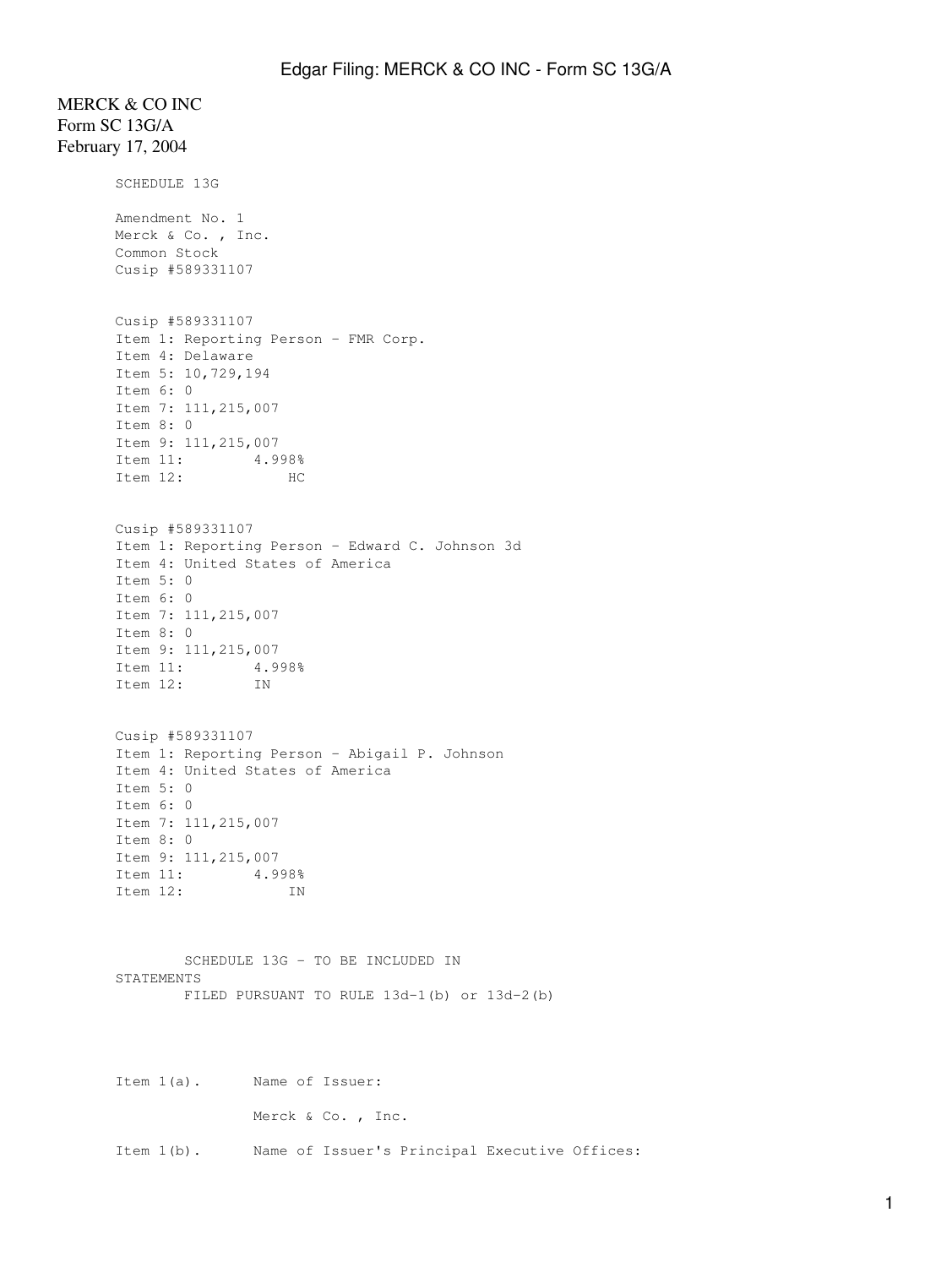MERCK & CO INC
Form SC 13G/A
February 17, 2004

SCHEDULE 13G

Amendment No. 1
Merck & Co. , Inc.
Common Stock
Cusip #589331107

Cusip #589331107
Item 1: Reporting Person - FMR Corp.
Item 4: Delaware
Item 5: 10,729,194
Item 6: 0
Item 7: 111,215,007
Item 8: 0
Item 9: 111,215,007
Item 11: 4.998%
Item 12: HC

Cusip #589331107
Item 1: Reporting Person - Edward C. Johnson 3d
Item 4: United States of America
Item 5: 0
Item 6: 0
Item 7: 111,215,007
Item 8: 0
Item 9: 111,215,007
Item 11: 4.998%
Item 12: IN

Cusip #589331107
Item 1: Reporting Person - Abigail P. Johnson
Item 4: United States of America
Item 5: 0
Item 6: 0
Item 7: 111,215,007
Item 8: 0
Item 9: 111,215,007
Item 11: 4.998%
Item 12: IN

SCHEDULE 13G - TO BE INCLUDED IN STATEMENTS FILED PURSUANT TO RULE 13d-1(b) or 13d-2(b)

Item 1(a). Name of Issuer:

Merck & Co. , Inc.

Item 1(b). Name of Issuer's Principal Executive Offices: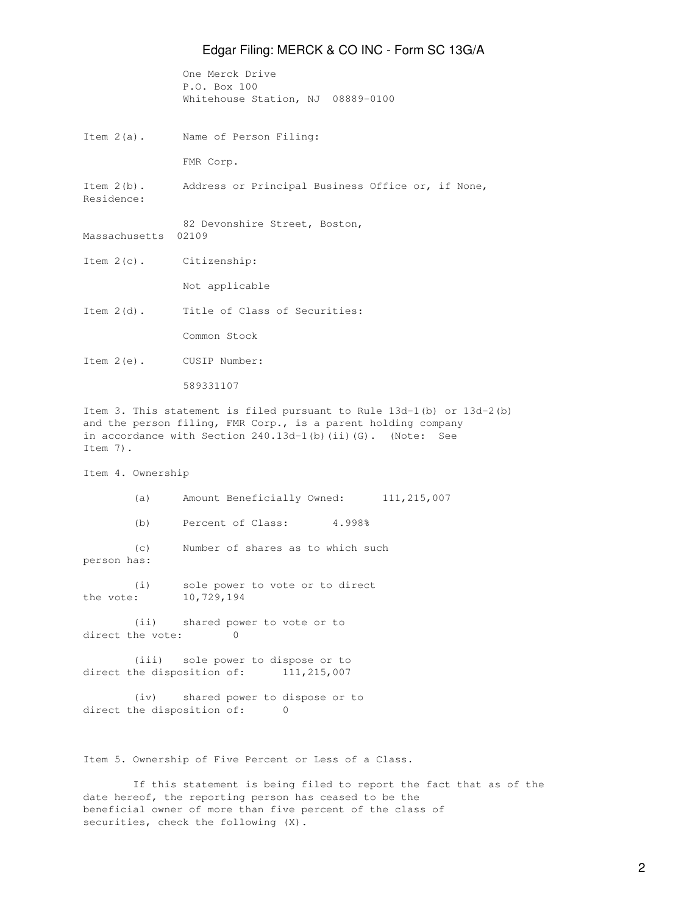One Merck Drive
P.O. Box 100
Whitehouse Station, NJ 08889-0100

Item 2(a). Name of Person Filing:

FMR Corp.

Item 2(b). Address or Principal Business Office or, if None, Residence:

82 Devonshire Street, Boston, Massachusetts 02109

Item 2(c). Citizenship:

Not applicable

Item 2(d). Title of Class of Securities:

Common Stock

Item 2(e). CUSIP Number:

589331107

Item 3. This statement is filed pursuant to Rule 13d-1(b) or 13d-2(b) and the person filing, FMR Corp., is a parent holding company in accordance with Section 240.13d-1(b)(ii)(G). (Note: See Item 7).

Item 4. Ownership

(a) Amount Beneficially Owned: 111,215,007

(b) Percent of Class: 4.998%

(c) Number of shares as to which such person has:

(i) sole power to vote or to direct the vote: 10,729,194

(ii) shared power to vote or to direct the vote: 0

(iii) sole power to dispose or to direct the disposition of: 111,215,007

(iv) shared power to dispose or to direct the disposition of: 0

Item 5. Ownership of Five Percent or Less of a Class.

If this statement is being filed to report the fact that as of the date hereof, the reporting person has ceased to be the beneficial owner of more than five percent of the class of securities, check the following (X).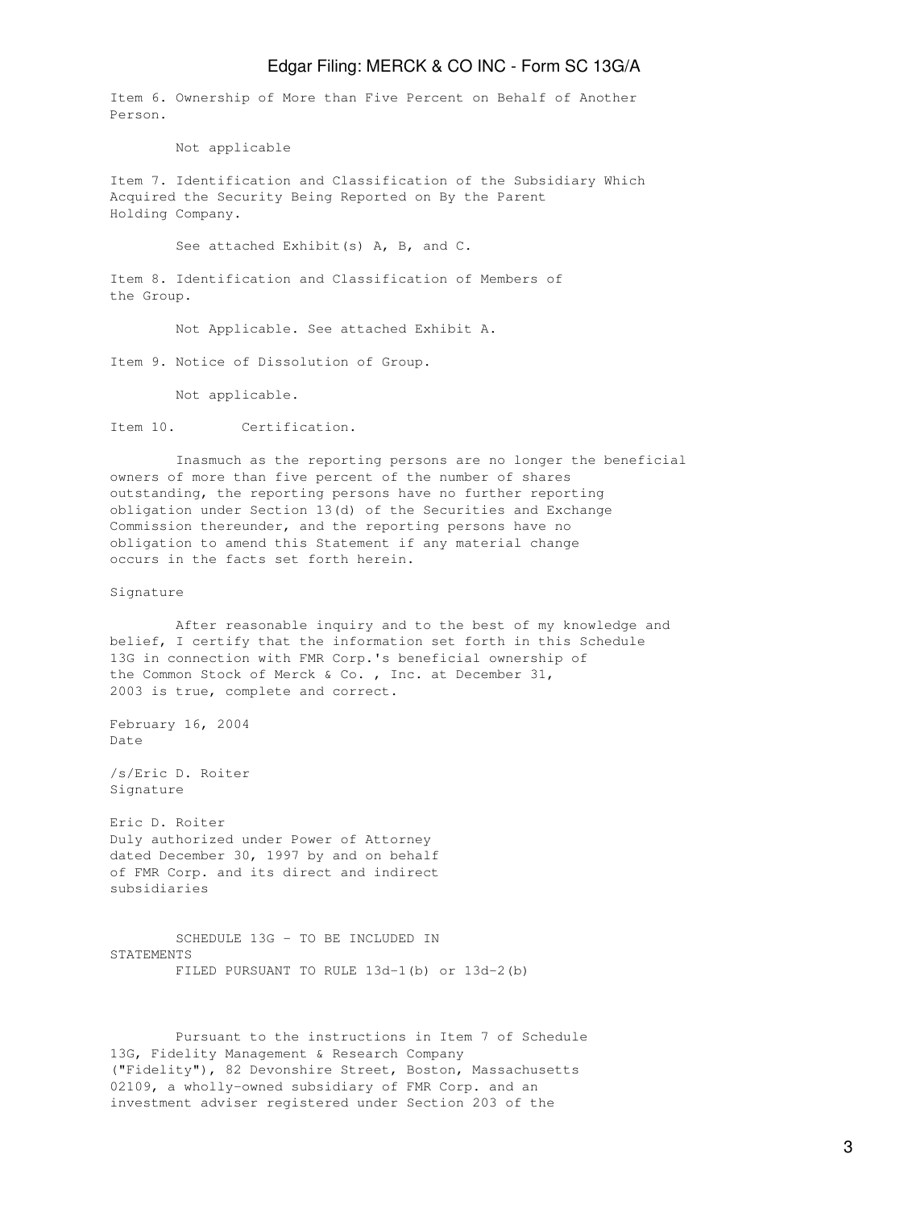Item 6. Ownership of More than Five Percent on Behalf of Another Person.

Not applicable

Item 7. Identification and Classification of the Subsidiary Which Acquired the Security Being Reported on By the Parent Holding Company.

See attached Exhibit(s) A, B, and C.

Item 8. Identification and Classification of Members of the Group.

Not Applicable. See attached Exhibit A.

Item 9. Notice of Dissolution of Group.

Not applicable.

Item 10. Certification.

Inasmuch as the reporting persons are no longer the beneficial owners of more than five percent of the number of shares outstanding, the reporting persons have no further reporting obligation under Section 13(d) of the Securities and Exchange Commission thereunder, and the reporting persons have no obligation to amend this Statement if any material change occurs in the facts set forth herein.

Signature

After reasonable inquiry and to the best of my knowledge and belief, I certify that the information set forth in this Schedule 13G in connection with FMR Corp.'s beneficial ownership of the Common Stock of Merck & Co. , Inc. at December 31, 2003 is true, complete and correct.

February 16, 2004
Date

/s/Eric D. Roiter
Signature

Eric D. Roiter
Duly authorized under Power of Attorney dated December 30, 1997 by and on behalf of FMR Corp. and its direct and indirect subsidiaries

SCHEDULE 13G - TO BE INCLUDED IN STATEMENTS
FILED PURSUANT TO RULE 13d-1(b) or 13d-2(b)

Pursuant to the instructions in Item 7 of Schedule 13G, Fidelity Management & Research Company ("Fidelity"), 82 Devonshire Street, Boston, Massachusetts 02109, a wholly-owned subsidiary of FMR Corp. and an investment adviser registered under Section 203 of the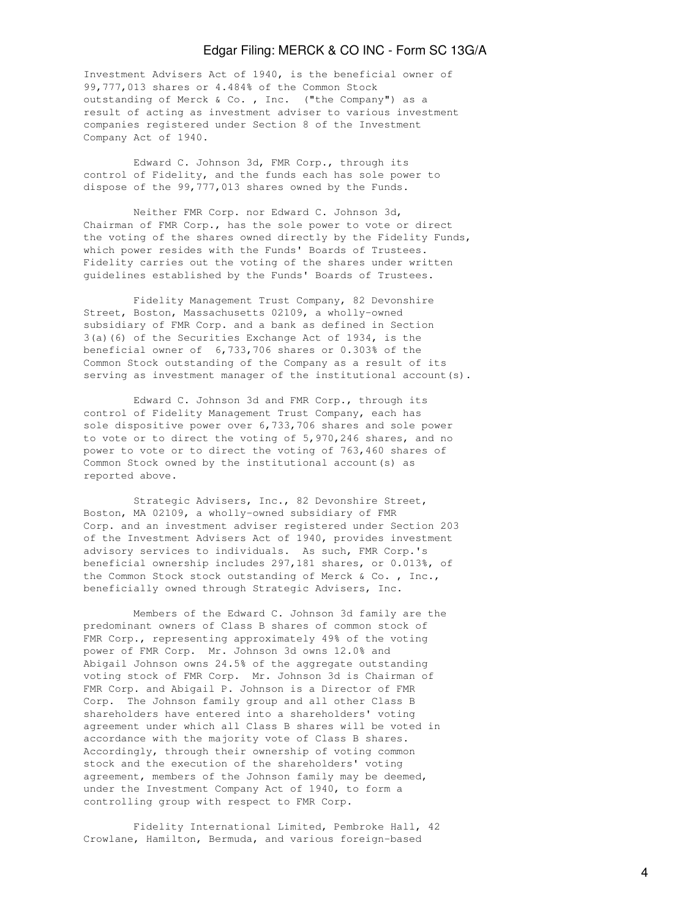Investment Advisers Act of 1940, is the beneficial owner of 99,777,013 shares or 4.484% of the Common Stock outstanding of Merck & Co. , Inc. ("the Company") as a result of acting as investment adviser to various investment companies registered under Section 8 of the Investment Company Act of 1940.

Edward C. Johnson 3d, FMR Corp., through its control of Fidelity, and the funds each has sole power to dispose of the 99,777,013 shares owned by the Funds.

Neither FMR Corp. nor Edward C. Johnson 3d, Chairman of FMR Corp., has the sole power to vote or direct the voting of the shares owned directly by the Fidelity Funds, which power resides with the Funds' Boards of Trustees. Fidelity carries out the voting of the shares under written guidelines established by the Funds' Boards of Trustees.

Fidelity Management Trust Company, 82 Devonshire Street, Boston, Massachusetts 02109, a wholly-owned subsidiary of FMR Corp. and a bank as defined in Section 3(a)(6) of the Securities Exchange Act of 1934, is the beneficial owner of 6,733,706 shares or 0.303% of the Common Stock outstanding of the Company as a result of its serving as investment manager of the institutional account(s).

Edward C. Johnson 3d and FMR Corp., through its control of Fidelity Management Trust Company, each has sole dispositive power over 6,733,706 shares and sole power to vote or to direct the voting of 5,970,246 shares, and no power to vote or to direct the voting of 763,460 shares of Common Stock owned by the institutional account(s) as reported above.

Strategic Advisers, Inc., 82 Devonshire Street, Boston, MA 02109, a wholly-owned subsidiary of FMR Corp. and an investment adviser registered under Section 203 of the Investment Advisers Act of 1940, provides investment advisory services to individuals. As such, FMR Corp.'s beneficial ownership includes 297,181 shares, or 0.013%, of the Common Stock stock outstanding of Merck & Co. , Inc., beneficially owned through Strategic Advisers, Inc.

Members of the Edward C. Johnson 3d family are the predominant owners of Class B shares of common stock of FMR Corp., representing approximately 49% of the voting power of FMR Corp. Mr. Johnson 3d owns 12.0% and Abigail Johnson owns 24.5% of the aggregate outstanding voting stock of FMR Corp. Mr. Johnson 3d is Chairman of FMR Corp. and Abigail P. Johnson is a Director of FMR Corp. The Johnson family group and all other Class B shareholders have entered into a shareholders' voting agreement under which all Class B shares will be voted in accordance with the majority vote of Class B shares. Accordingly, through their ownership of voting common stock and the execution of the shareholders' voting agreement, members of the Johnson family may be deemed, under the Investment Company Act of 1940, to form a controlling group with respect to FMR Corp.

Fidelity International Limited, Pembroke Hall, 42 Crowlane, Hamilton, Bermuda, and various foreign-based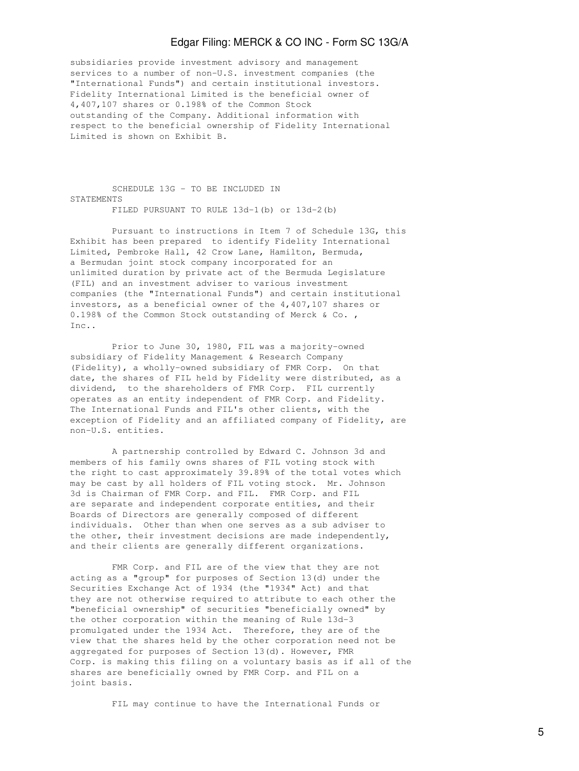subsidiaries provide investment advisory and management services to a number of non-U.S. investment companies (the "International Funds") and certain institutional investors. Fidelity International Limited is the beneficial owner of 4,407,107 shares or 0.198% of the Common Stock outstanding of the Company. Additional information with respect to the beneficial ownership of Fidelity International Limited is shown on Exhibit B.

SCHEDULE 13G - TO BE INCLUDED IN STATEMENTS
FILED PURSUANT TO RULE 13d-1(b) or 13d-2(b)

Pursuant to instructions in Item 7 of Schedule 13G, this Exhibit has been prepared to identify Fidelity International Limited, Pembroke Hall, 42 Crow Lane, Hamilton, Bermuda, a Bermudan joint stock company incorporated for an unlimited duration by private act of the Bermuda Legislature (FIL) and an investment adviser to various investment companies (the "International Funds") and certain institutional investors, as a beneficial owner of the 4,407,107 shares or 0.198% of the Common Stock outstanding of Merck & Co. , Inc..

Prior to June 30, 1980, FIL was a majority-owned subsidiary of Fidelity Management & Research Company (Fidelity), a wholly-owned subsidiary of FMR Corp. On that date, the shares of FIL held by Fidelity were distributed, as a dividend, to the shareholders of FMR Corp. FIL currently operates as an entity independent of FMR Corp. and Fidelity. The International Funds and FIL's other clients, with the exception of Fidelity and an affiliated company of Fidelity, are non-U.S. entities.

A partnership controlled by Edward C. Johnson 3d and members of his family owns shares of FIL voting stock with the right to cast approximately 39.89% of the total votes which may be cast by all holders of FIL voting stock. Mr. Johnson 3d is Chairman of FMR Corp. and FIL. FMR Corp. and FIL are separate and independent corporate entities, and their Boards of Directors are generally composed of different individuals. Other than when one serves as a sub adviser to the other, their investment decisions are made independently, and their clients are generally different organizations.

FMR Corp. and FIL are of the view that they are not acting as a "group" for purposes of Section 13(d) under the Securities Exchange Act of 1934 (the "1934" Act) and that they are not otherwise required to attribute to each other the "beneficial ownership" of securities "beneficially owned" by the other corporation within the meaning of Rule 13d-3 promulgated under the 1934 Act. Therefore, they are of the view that the shares held by the other corporation need not be aggregated for purposes of Section 13(d). However, FMR Corp. is making this filing on a voluntary basis as if all of the shares are beneficially owned by FMR Corp. and FIL on a joint basis.

FIL may continue to have the International Funds or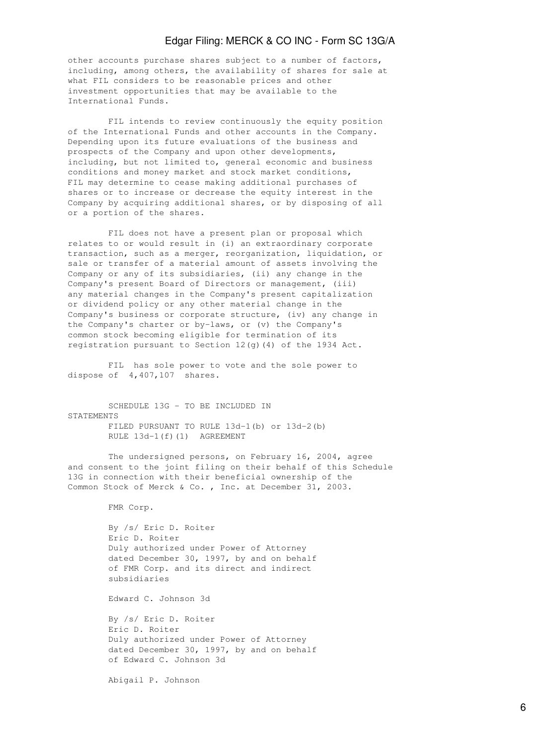other accounts purchase shares subject to a number of factors, including, among others, the availability of shares for sale at what FIL considers to be reasonable prices and other investment opportunities that may be available to the International Funds.

FIL intends to review continuously the equity position of the International Funds and other accounts in the Company. Depending upon its future evaluations of the business and prospects of the Company and upon other developments, including, but not limited to, general economic and business conditions and money market and stock market conditions, FIL may determine to cease making additional purchases of shares or to increase or decrease the equity interest in the Company by acquiring additional shares, or by disposing of all or a portion of the shares.

FIL does not have a present plan or proposal which relates to or would result in (i) an extraordinary corporate transaction, such as a merger, reorganization, liquidation, or sale or transfer of a material amount of assets involving the Company or any of its subsidiaries, (ii) any change in the Company's present Board of Directors or management, (iii) any material changes in the Company's present capitalization or dividend policy or any other material change in the Company's business or corporate structure, (iv) any change in the Company's charter or by-laws, or (v) the Company's common stock becoming eligible for termination of its registration pursuant to Section 12(g)(4) of the 1934 Act.

FIL has sole power to vote and the sole power to dispose of 4,407,107 shares.

SCHEDULE 13G - TO BE INCLUDED IN STATEMENTS
FILED PURSUANT TO RULE 13d-1(b) or 13d-2(b)
RULE 13d-1(f)(1) AGREEMENT

The undersigned persons, on February 16, 2004, agree and consent to the joint filing on their behalf of this Schedule 13G in connection with their beneficial ownership of the Common Stock of Merck & Co. , Inc. at December 31, 2003.

FMR Corp.

By /s/ Eric D. Roiter
Eric D. Roiter
Duly authorized under Power of Attorney dated December 30, 1997, by and on behalf of FMR Corp. and its direct and indirect subsidiaries

Edward C. Johnson 3d

By /s/ Eric D. Roiter
Eric D. Roiter
Duly authorized under Power of Attorney dated December 30, 1997, by and on behalf of Edward C. Johnson 3d

Abigail P. Johnson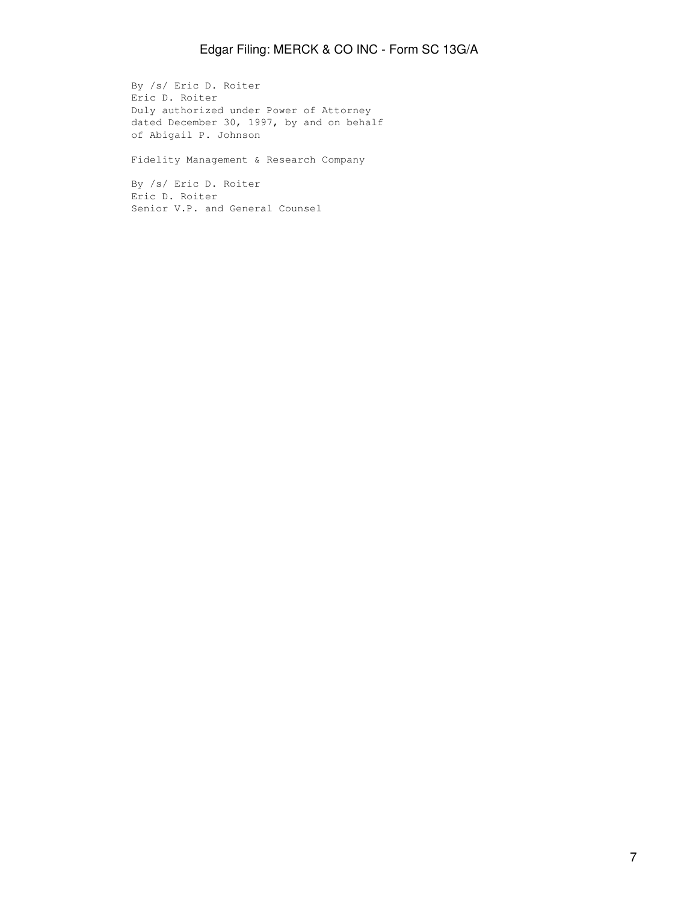By /s/ Eric D. Roiter
Eric D. Roiter
Duly authorized under Power of Attorney
dated December 30, 1997, by and on behalf
of Abigail P. Johnson

Fidelity Management & Research Company

By /s/ Eric D. Roiter
Eric D. Roiter
Senior V.P. and General Counsel